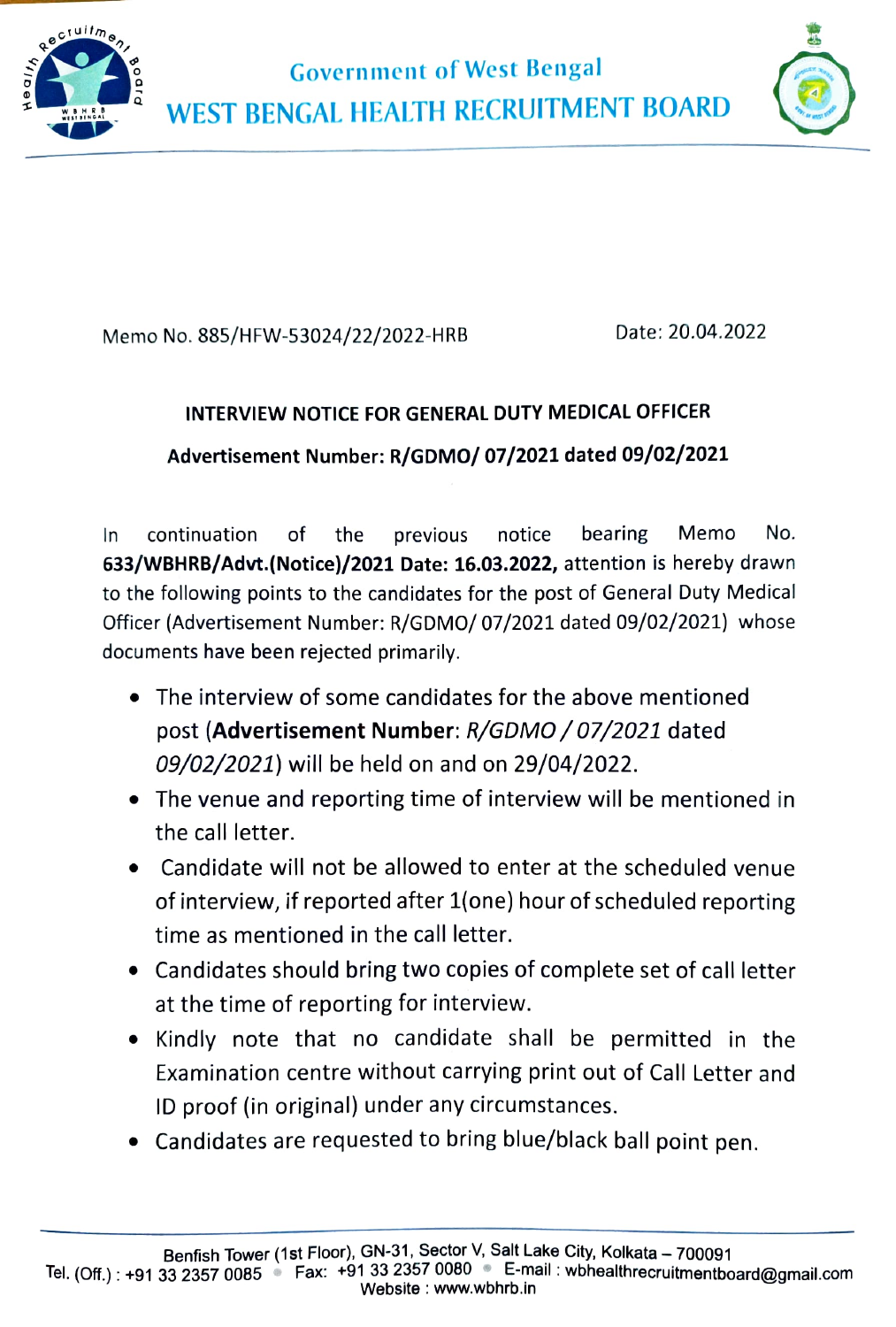Government of West Bengal

# WEST BENGAL HEALTH RECRUITMENT BOARD

Memo No. 885/HFW-53024/22/2022-HRB Date: 20.04.2022

## INTERVIEW NOTICE FOR GENERAL DUTY MEDICAL OFFICER

### Advertisement Number: R/GDMO/ 07/2021 dated 09/02/2021

In continuation of the previous notice bearing Memo No. **633/WBHRB/Advt.(Notice)/2021 Date: 16.03.2022,** attention is hereby drawn to the following points to the candidates for the post of General Duty Medical Officer (Advertisement Number: R/GDMO/ 07/2021 dated 09/02/2021) whose documents have been rejected primarily.

- The interview of some candidates for the above mentioned post (**Advertisement Number**: *R/GDMO / 07/2021* dated *09/02/2021*) will be held on and on 29/04/2022.
- The venue and reporting time of interview will be mentioned in the call letter.
- Candidate will not be allowed to enter at the scheduled venue of interview, if reported after 1(one) hour of scheduled reporting time as mentioned in the call letter.
- Candidates should bring two copies of complete set of call letter at the time of reporting for interview.
- Kindly note that no candidate shall be permitted in the Examination centre without carrying print out of Call Letter and ID proof (in original) under any circumstances.
- Candidates are requested to bring blue/black ball point pen.

Benfish Tower (1st Floor), GN-31, Sector V, Salt Lake City, Kolkata – 700091
Tel. (Off.) : +91 33 2357 0085 • Fax: +91 33 2357 0080 • E-mail : wbhealthrecruitmentboard@gmail.com
Website : www.wbhrb.in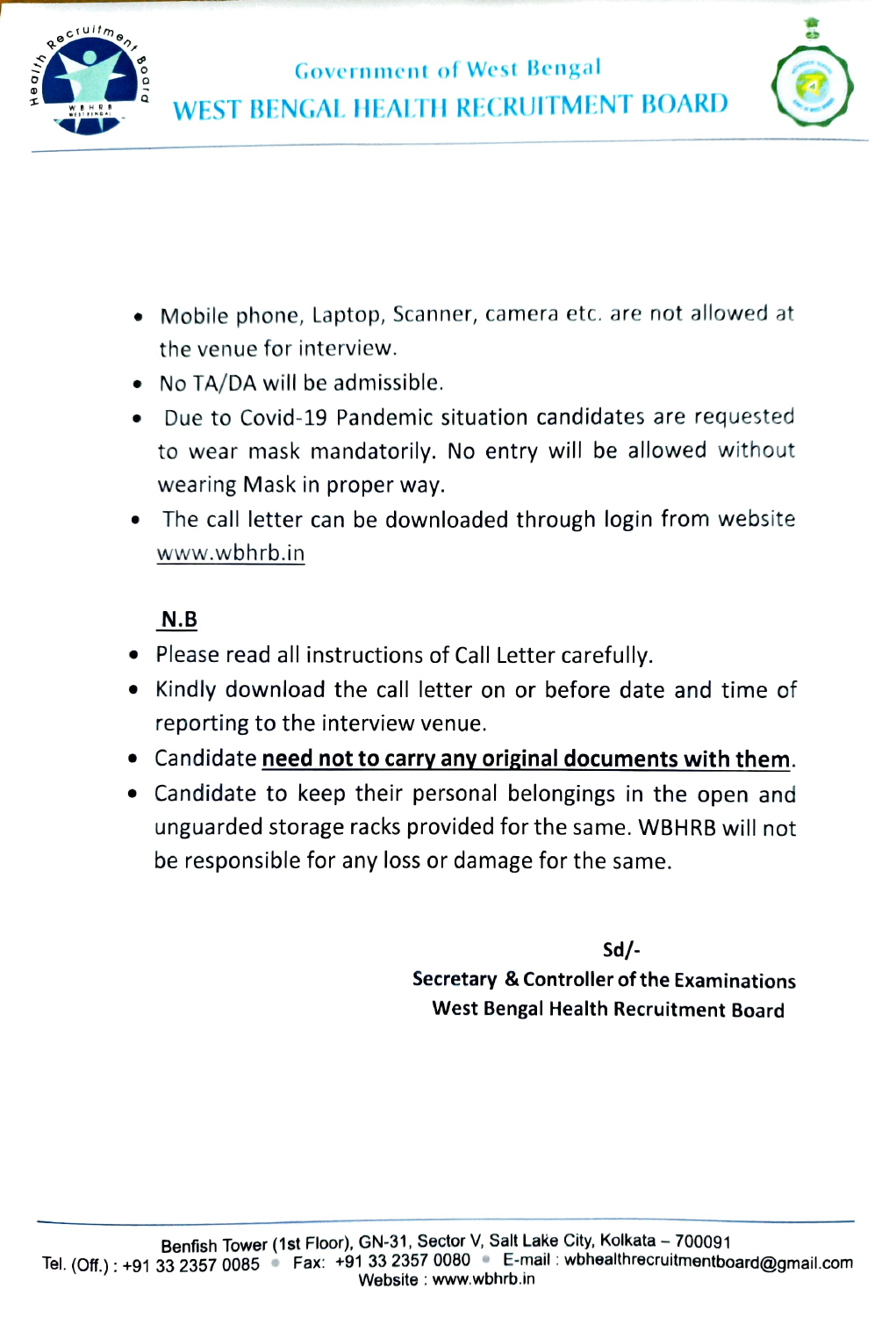- Mobile phone, Laptop, Scanner, camera etc. are not allowed at the venue for interview.
- No TA/DA will be admissible.
- Due to Covid-19 Pandemic situation candidates are requested to wear mask mandatorily. No entry will be allowed without wearing Mask in proper way.
- The call letter can be downloaded through login from website www.wbhrb.in

**N.B**

- Please read all instructions of Call Letter carefully.
- Kindly download the call letter on or before date and time of reporting to the interview venue.
- Candidate **need not to carry any original documents with them**.
- Candidate to keep their personal belongings in the open and unguarded storage racks provided for the same. WBHRB will not be responsible for any loss or damage for the same.

**Sd/-**
**Secretary & Controller of the Examinations**
**West Bengal Health Recruitment Board**